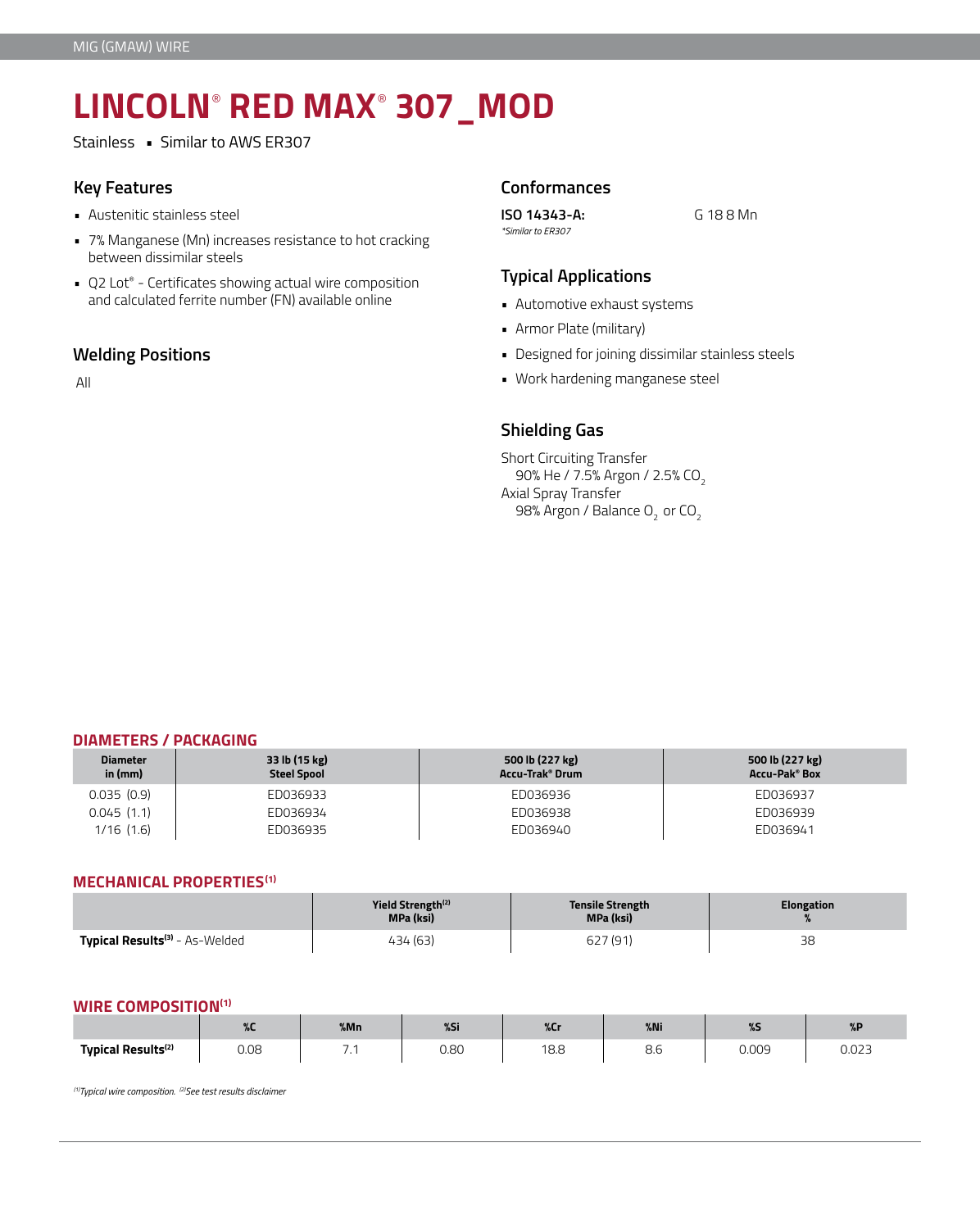MIG (GMAW) WIRE

# LINCOLN® RED MAX® 307_MOD

Stainless ▪ Similar to AWS ER307

## Key Features

- Austenitic stainless steel
- 7% Manganese (Mn) increases resistance to hot cracking between dissimilar steels
- Q2 Lot® - Certificates showing actual wire composition and calculated ferrite number (FN) available online

## Welding Positions

All

## Conformances

**ISO 14343-A:** G 18 8 Mn

*\*Similar to ER307*

## Typical Applications

- Automotive exhaust systems
- Armor Plate (military)
- Designed for joining dissimilar stainless steels
- Work hardening manganese steel

## Shielding Gas

Short Circuiting Transfer
90% He / 7.5% Argon / 2.5% $CO_2$

Axial Spray Transfer
98% Argon / Balance $O_2$ or $CO_2$

## DIAMETERS / PACKAGING

| Diameter in (mm) | 33 lb (15 kg) Steel Spool | 500 lb (227 kg) Accu-Trak® Drum | 500 lb (227 kg) Accu-Pak® Box |
|---|---|---|---|
| 0.035 (0.9) | ED036933 | ED036936 | ED036937 |
| 0.045 (1.1) | ED036934 | ED036938 | ED036939 |
| 1/16 (1.6) | ED036935 | ED036940 | ED036941 |

## MECHANICAL PROPERTIES[1]

| | Yield Strength[2] MPa (ksi) | Tensile Strength MPa (ksi) | Elongation % |
|---|---|---|---|
| **Typical Results[3]** - As-Welded | 434 (63) | 627 (91) | 38 |

## WIRE COMPOSITION[1]

| | %C | %Mn | %Si | %Cr | %Ni | %S | %P |
|---|---|---|---|---|---|---|---|
| **Typical Results[2]** | 0.08 | 7.1 | 0.80 | 18.8 | 8.6 | 0.009 | 0.023 |

*[1]Typical wire composition. [2]See test results disclaimer*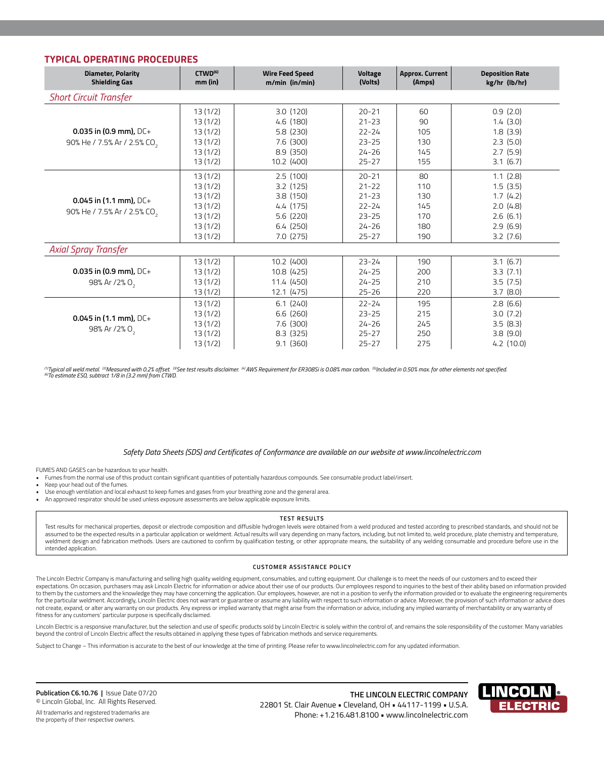## TYPICAL OPERATING PROCEDURES

| Diameter, Polarity Shielding Gas | CTWD[6] mm (in) | Wire Feed Speed m/min (in/min) | Voltage (Volts) | Approx. Current (Amps) | Deposition Rate kg/hr (lb/hr) |
|---|---|---|---|---|---|
| *Short Circuit Transfer* | | | | | |
| **0.035 in (0.9 mm),** DC+ 90% He / 7.5% Ar / 2.5% $CO_2$ | 13 (1/2) | 3.0 (120) | 20-21 | 60 | 0.9 (2.0) |
| | 13 (1/2) | 4.6 (180) | 21-23 | 90 | 1.4 (3.0) |
| | 13 (1/2) | 5.8 (230) | 22-24 | 105 | 1.8 (3.9) |
| | 13 (1/2) | 7.6 (300) | 23-25 | 130 | 2.3 (5.0) |
| | 13 (1/2) | 8.9 (350) | 24-26 | 145 | 2.7 (5.9) |
| | 13 (1/2) | 10.2 (400) | 25-27 | 155 | 3.1 (6.7) |
| **0.045 in (1.1 mm),** DC+ 90% He / 7.5% Ar / 2.5% $CO_2$ | 13 (1/2) | 2.5 (100) | 20-21 | 80 | 1.1 (2.8) |
| | 13 (1/2) | 3.2 (125) | 21-22 | 110 | 1.5 (3.5) |
| | 13 (1/2) | 3.8 (150) | 21-23 | 130 | 1.7 (4.2) |
| | 13 (1/2) | 4.4 (175) | 22-24 | 145 | 2.0 (4.8) |
| | 13 (1/2) | 5.6 (220) | 23-25 | 170 | 2.6 (6.1) |
| | 13 (1/2) | 6.4 (250) | 24-26 | 180 | 2.9 (6.9) |
| | 13 (1/2) | 7.0 (275) | 25-27 | 190 | 3.2 (7.6) |
| *Axial Spray Transfer* | | | | | |
| **0.035 in (0.9 mm),** DC+ 98% Ar /2% $O_2$ | 13 (1/2) | 10.2 (400) | 23-24 | 190 | 3.1 (6.7) |
| | 13 (1/2) | 10.8 (425) | 24-25 | 200 | 3.3 (7.1) |
| | 13 (1/2) | 11.4 (450) | 24-25 | 210 | 3.5 (7.5) |
| | 13 (1/2) | 12.1 (475) | 25-26 | 220 | 3.7 (8.0) |
| **0.045 in (1.1 mm),** DC+ 98% Ar /2% $O_2$ | 13 (1/2) | 6.1 (240) | 22-24 | 195 | 2.8 (6.6) |
| | 13 (1/2) | 6.6 (260) | 23-25 | 215 | 3.0 (7.2) |
| | 13 (1/2) | 7.6 (300) | 24-26 | 245 | 3.5 (8.3) |
| | 13 (1/2) | 8.3 (325) | 25-27 | 250 | 3.8 (9.0) |
| | 13 (1/2) | 9.1 (360) | 25-27 | 275 | 4.2 (10.0) |

*[1]Typical all weld metal. [2]Measured with 0.2% offset. [3]See test results disclaimer. [4]AWS Requirement for ER308Si is 0.08% max carbon. [5]Included in 0.50% max. for other elements not specified.*
*[6]To estimate ESO, subtract 1/8 in (3.2 mm) from CTWD.*

*Safety Data Sheets (SDS) and Certificates of Conformance are available on our website at www.lincolnelectric.com*

FUMES AND GASES can be hazardous to your health.

- Fumes from the normal use of this product contain significant quantities of potentially hazardous compounds. See consumable product label/insert.
- Keep your head out of the fumes.
- Use enough ventilation and local exhaust to keep fumes and gases from your breathing zone and the general area.
- An approved respirator should be used unless exposure assessments are below applicable exposure limits.

### TEST RESULTS

Test results for mechanical properties, deposit or electrode composition and diffusible hydrogen levels were obtained from a weld produced and tested according to prescribed standards, and should not be assumed to be the expected results in a particular application or weldment. Actual results will vary depending on many factors, including, but not limited to, weld procedure, plate chemistry and temperature, weldment design and fabrication methods. Users are cautioned to confirm by qualification testing, or other appropriate means, the suitability of any welding consumable and procedure before use in the intended application.

### CUSTOMER ASSISTANCE POLICY

The Lincoln Electric Company is manufacturing and selling high quality welding equipment, consumables, and cutting equipment. Our challenge is to meet the needs of our customers and to exceed their expectations. On occasion, purchasers may ask Lincoln Electric for information or advice about their use of our products. Our employees respond to inquiries to the best of their ability based on information provided to them by the customers and the knowledge they may have concerning the application. Our employees, however, are not in a position to verify the information provided or to evaluate the engineering requirements for the particular weldment. Accordingly, Lincoln Electric does not warrant or guarantee or assume any liability with respect to such information or advice. Moreover, the provision of such information or advice does not create, expand, or alter any warranty on our products. Any express or implied warranty that might arise from the information or advice, including any implied warranty of merchantability or any warranty of fitness for any customers' particular purpose is specifically disclaimed.

Lincoln Electric is a responsive manufacturer, but the selection and use of specific products sold by Lincoln Electric is solely within the control of, and remains the sole responsibility of the customer. Many variables beyond the control of Lincoln Electric affect the results obtained in applying these types of fabrication methods and service requirements.

Subject to Change – This information is accurate to the best of our knowledge at the time of printing. Please refer to www.lincolnelectric.com for any updated information.

**Publication C6.10.76 |** Issue Date 07/20
© Lincoln Global, Inc. All Rights Reserved.

All trademarks and registered trademarks are the property of their respective owners.

**THE LINCOLN ELECTRIC COMPANY**
22801 St. Clair Avenue • Cleveland, OH • 44117-1199 • U.S.A.
Phone: +1.216.481.8100 • www.lincolnelectric.com

LINCOLN® ELECTRIC